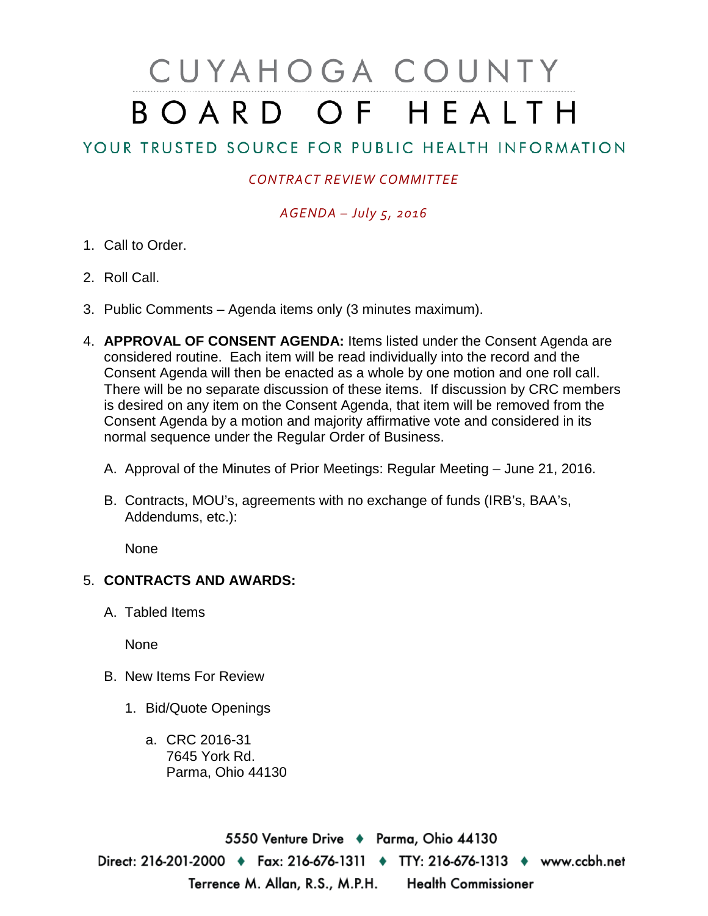# CUYAHOGA COUNTY BOARD OF HEALTH

## YOUR TRUSTED SOURCE FOR PUBLIC HEALTH INFORMATION

*CONTRACT REVIEW COMMITTEE*

*AGENDA – July 5, 2016*

1. Call to Order.

2. Roll Call.

3. Public Comments – Agenda items only (3 minutes maximum).

4. **APPROVAL OF CONSENT AGENDA:** Items listed under the Consent Agenda are considered routine. Each item will be read individually into the record and the Consent Agenda will then be enacted as a whole by one motion and one roll call. There will be no separate discussion of these items. If discussion by CRC members is desired on any item on the Consent Agenda, that item will be removed from the Consent Agenda by a motion and majority affirmative vote and considered in its normal sequence under the Regular Order of Business.

   A. Approval of the Minutes of Prior Meetings: Regular Meeting – June 21, 2016.

   B. Contracts, MOU's, agreements with no exchange of funds (IRB's, BAA's, Addendums, etc.):

      None

5. **CONTRACTS AND AWARDS:**

   A. Tabled Items

      None

   B. New Items For Review

      1. Bid/Quote Openings

         a. CRC 2016-31
            7645 York Rd.
            Parma, Ohio 44130

5550 Venture Drive ♦ Parma, Ohio 44130
Direct: 216-201-2000 ♦ Fax: 216-676-1311 ♦ TTY: 216-676-1313 ♦ www.ccbh.net
Terrence M. Allan, R.S., M.P.H. Health Commissioner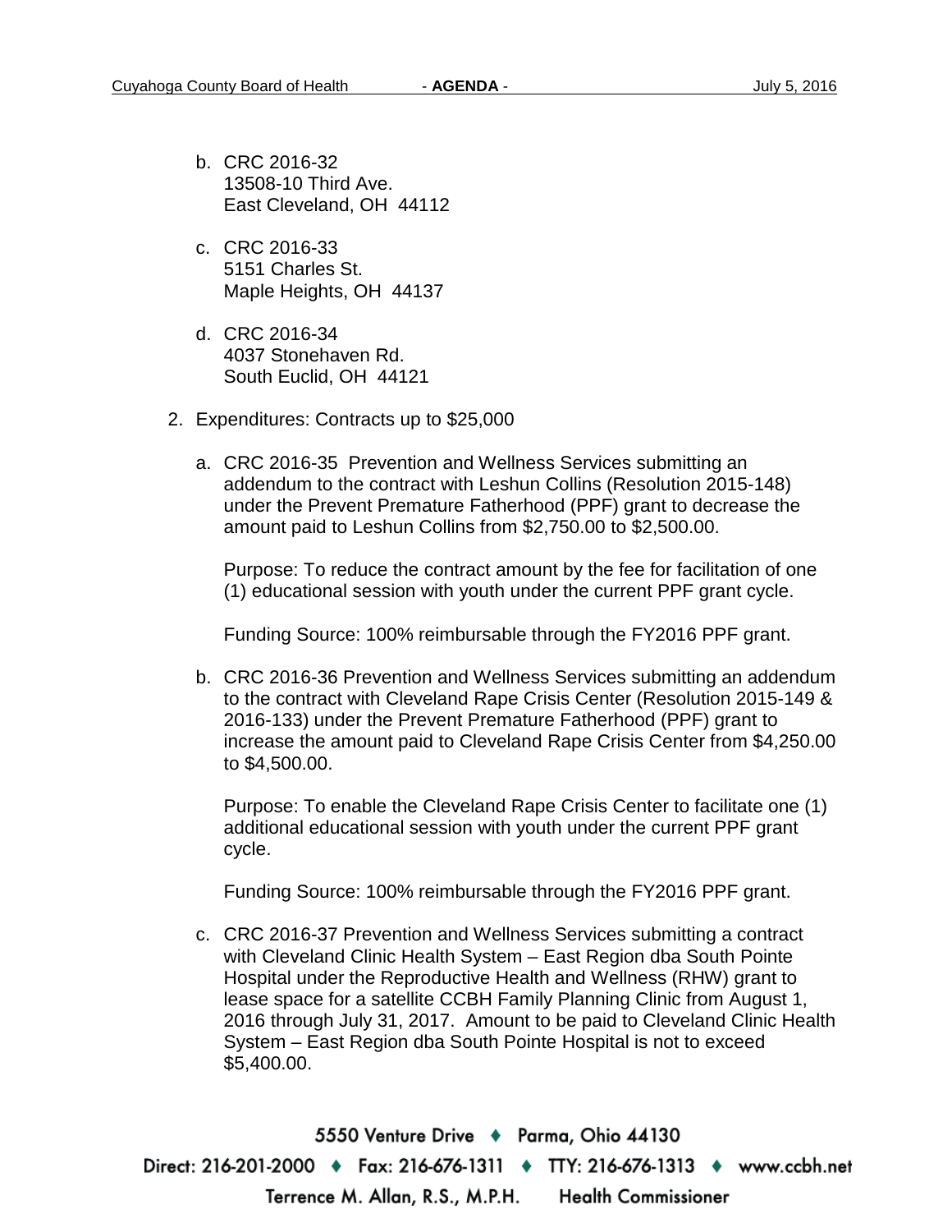b. CRC 2016-32
   13508-10 Third Ave.
   East Cleveland, OH  44112

c. CRC 2016-33
   5151 Charles St.
   Maple Heights, OH  44137

d. CRC 2016-34
   4037 Stonehaven Rd.
   South Euclid, OH  44121

2. Expenditures: Contracts up to $25,000

   a. CRC 2016-35 Prevention and Wellness Services submitting an addendum to the contract with Leshun Collins (Resolution 2015-148) under the Prevent Premature Fatherhood (PPF) grant to decrease the amount paid to Leshun Collins from $2,750.00 to $2,500.00.

      Purpose: To reduce the contract amount by the fee for facilitation of one (1) educational session with youth under the current PPF grant cycle.

      Funding Source: 100% reimbursable through the FY2016 PPF grant.

   b. CRC 2016-36 Prevention and Wellness Services submitting an addendum to the contract with Cleveland Rape Crisis Center (Resolution 2015-149 & 2016-133) under the Prevent Premature Fatherhood (PPF) grant to increase the amount paid to Cleveland Rape Crisis Center from $4,250.00 to $4,500.00.

      Purpose: To enable the Cleveland Rape Crisis Center to facilitate one (1) additional educational session with youth under the current PPF grant cycle.

      Funding Source: 100% reimbursable through the FY2016 PPF grant.

   c. CRC 2016-37 Prevention and Wellness Services submitting a contract with Cleveland Clinic Health System – East Region dba South Pointe Hospital under the Reproductive Health and Wellness (RHW) grant to lease space for a satellite CCBH Family Planning Clinic from August 1, 2016 through July 31, 2017. Amount to be paid to Cleveland Clinic Health System – East Region dba South Pointe Hospital is not to exceed $5,400.00.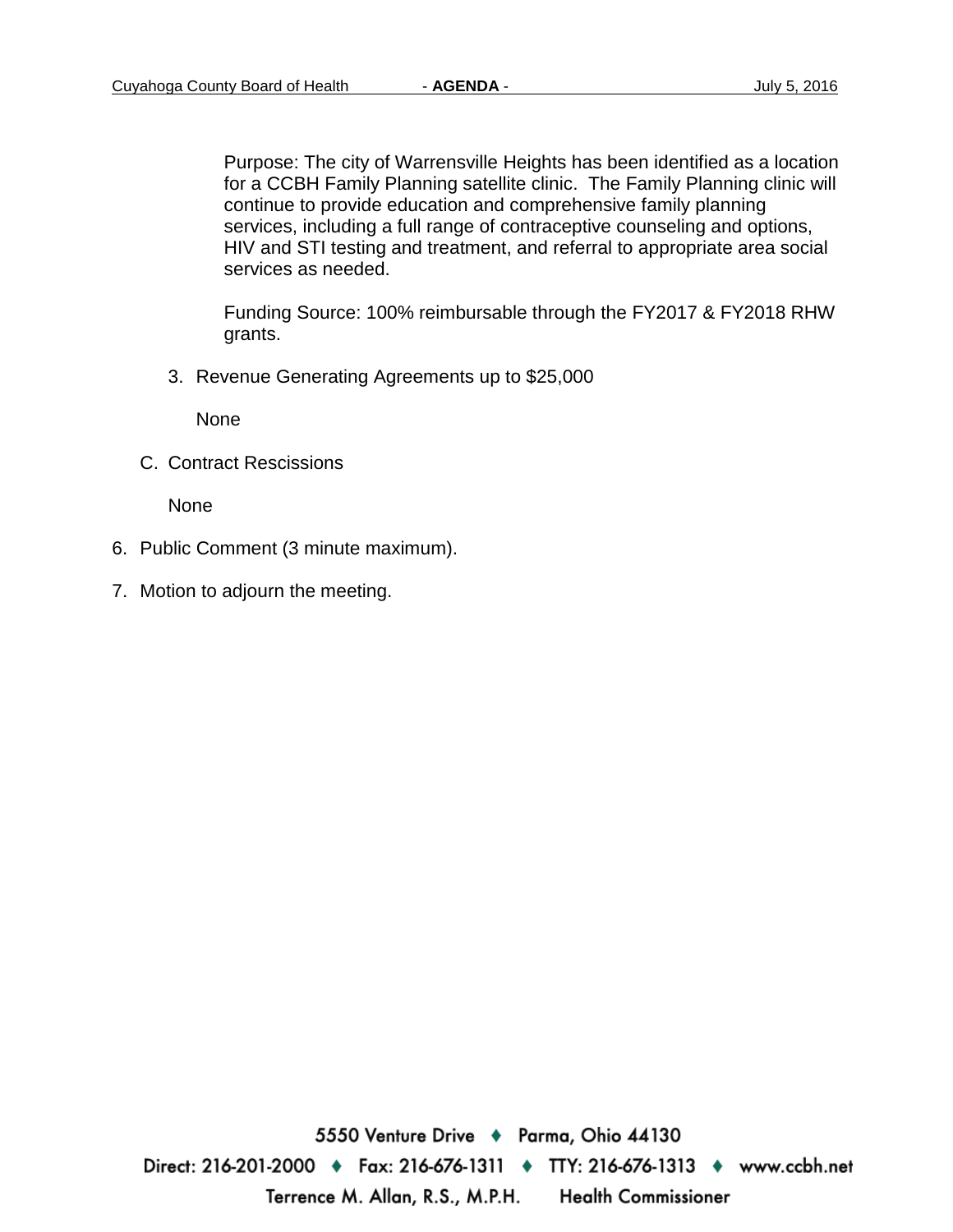Purpose: The city of Warrensville Heights has been identified as a location for a CCBH Family Planning satellite clinic. The Family Planning clinic will continue to provide education and comprehensive family planning services, including a full range of contraceptive counseling and options, HIV and STI testing and treatment, and referral to appropriate area social services as needed.

Funding Source: 100% reimbursable through the FY2017 & FY2018 RHW grants.

3. Revenue Generating Agreements up to $25,000

   None

C. Contract Rescissions

   None

6. Public Comment (3 minute maximum).

7. Motion to adjourn the meeting.